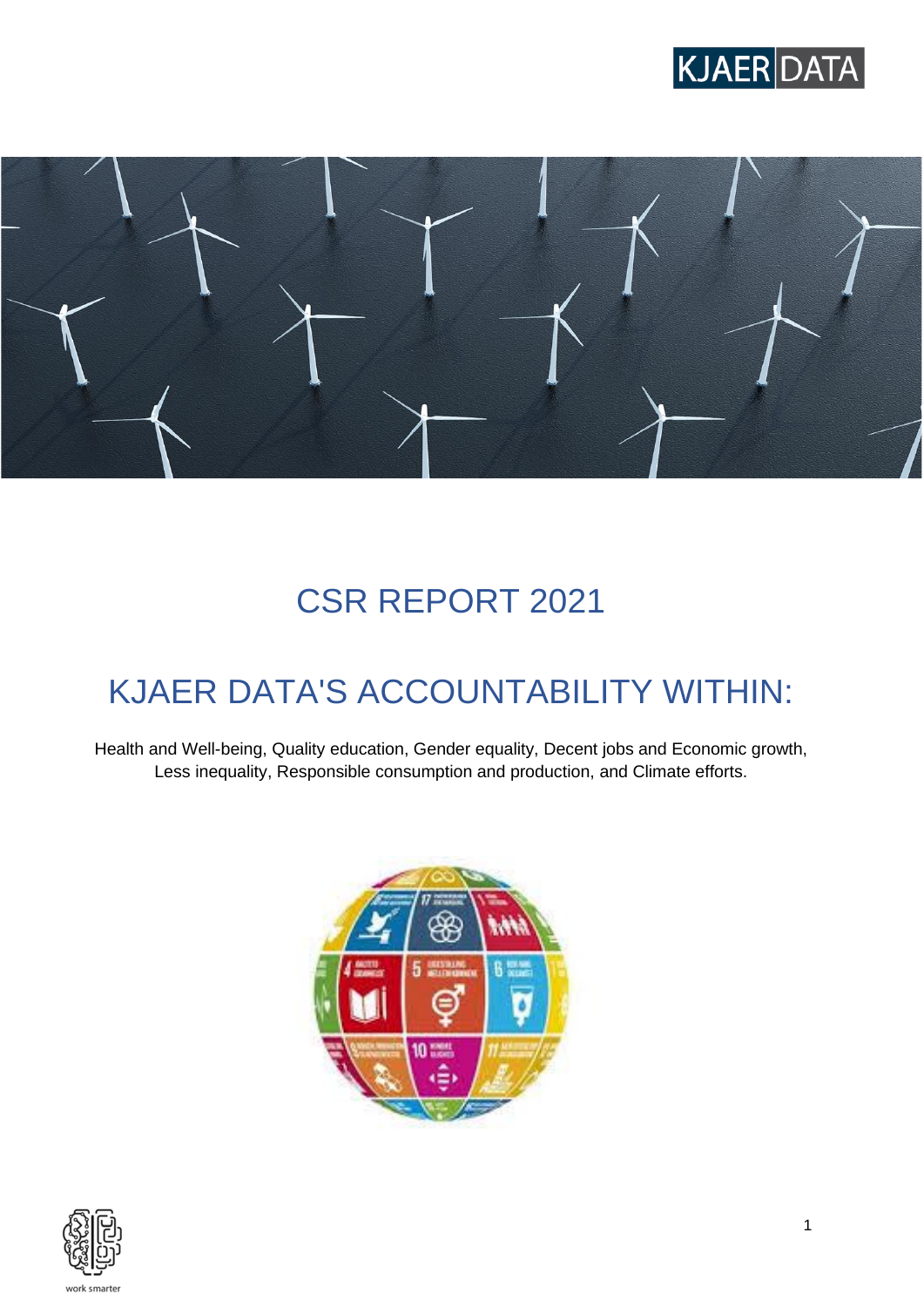# CSR REPORT 2021

## KJAER DATA'S ACCOUNTABILITY WITHIN:

Health and Well-being, Quality education, Gender equality, Decent jobs and Economic growth, Less inequality, Responsible consumption and production, and Climate efforts.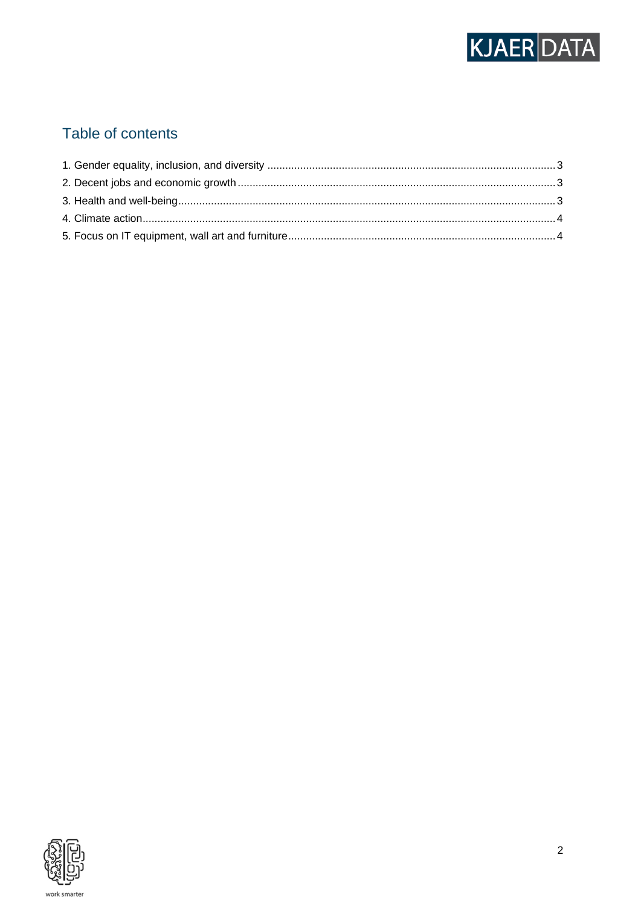## Table of contents

1. Gender equality, inclusion, and diversity .......... 3
2. Decent jobs and economic growth .......... 3
3. Health and well-being .......... 3
4. Climate action .......... 4
5. Focus on IT equipment, wall art and furniture .......... 4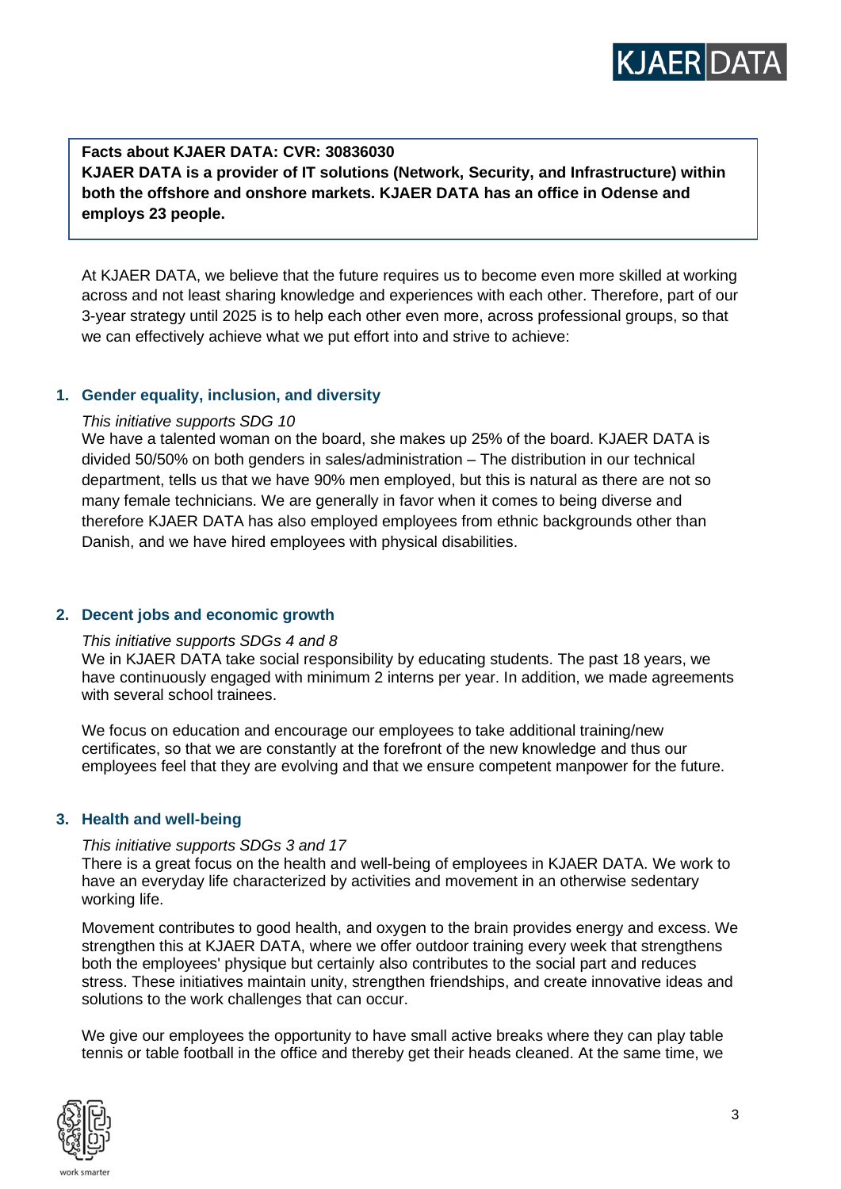**Facts about KJAER DATA: CVR: 30836030**
**KJAER DATA is a provider of IT solutions (Network, Security, and Infrastructure) within both the offshore and onshore markets. KJAER DATA has an office in Odense and employs 23 people.**

At KJAER DATA, we believe that the future requires us to become even more skilled at working across and not least sharing knowledge and experiences with each other. Therefore, part of our 3-year strategy until 2025 is to help each other even more, across professional groups, so that we can effectively achieve what we put effort into and strive to achieve:

## 1. Gender equality, inclusion, and diversity

*This initiative supports SDG 10*

We have a talented woman on the board, she makes up 25% of the board. KJAER DATA is divided 50/50% on both genders in sales/administration – The distribution in our technical department, tells us that we have 90% men employed, but this is natural as there are not so many female technicians. We are generally in favor when it comes to being diverse and therefore KJAER DATA has also employed employees from ethnic backgrounds other than Danish, and we have hired employees with physical disabilities.

## 2. Decent jobs and economic growth

*This initiative supports SDGs 4 and 8*

We in KJAER DATA take social responsibility by educating students. The past 18 years, we have continuously engaged with minimum 2 interns per year. In addition, we made agreements with several school trainees.

We focus on education and encourage our employees to take additional training/new certificates, so that we are constantly at the forefront of the new knowledge and thus our employees feel that they are evolving and that we ensure competent manpower for the future.

## 3. Health and well-being

*This initiative supports SDGs 3 and 17*

There is a great focus on the health and well-being of employees in KJAER DATA. We work to have an everyday life characterized by activities and movement in an otherwise sedentary working life.

Movement contributes to good health, and oxygen to the brain provides energy and excess. We strengthen this at KJAER DATA, where we offer outdoor training every week that strengthens both the employees' physique but certainly also contributes to the social part and reduces stress. These initiatives maintain unity, strengthen friendships, and create innovative ideas and solutions to the work challenges that can occur.

We give our employees the opportunity to have small active breaks where they can play table tennis or table football in the office and thereby get their heads cleaned. At the same time, we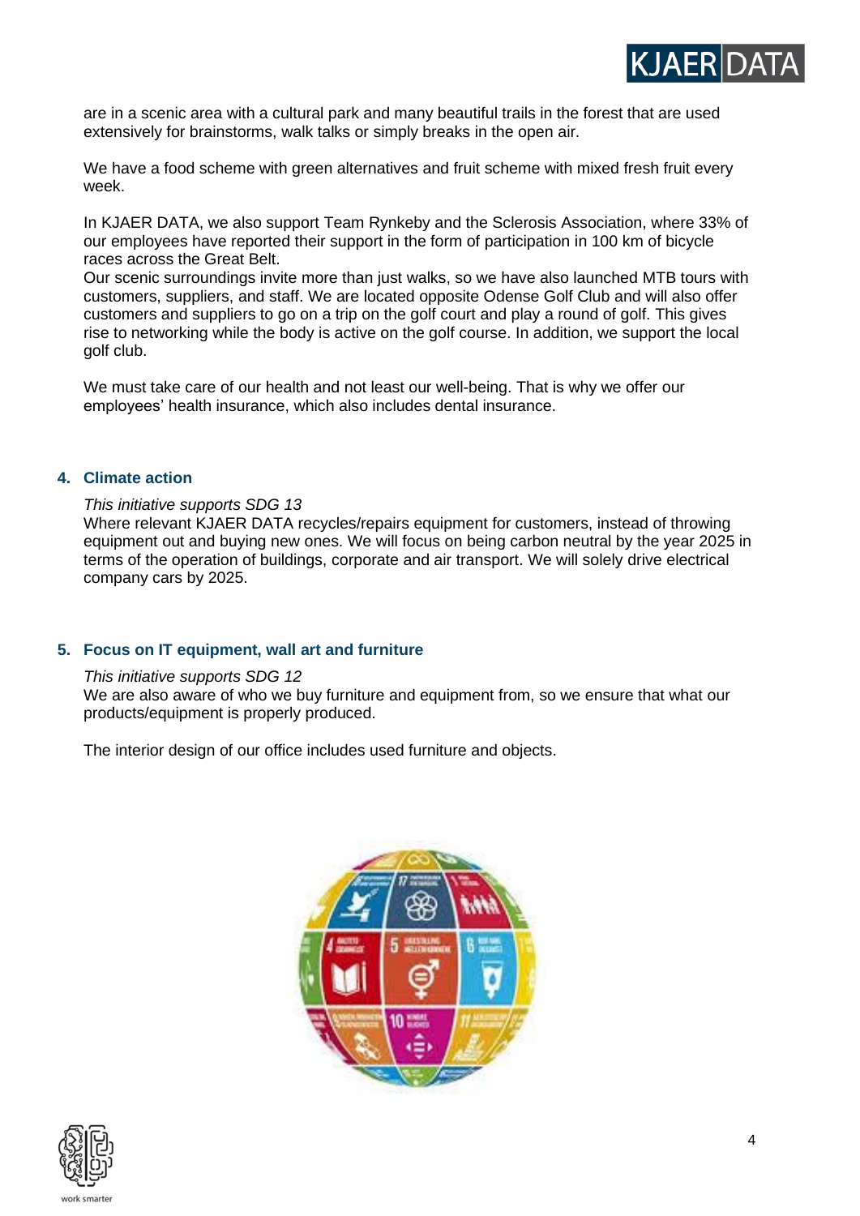are in a scenic area with a cultural park and many beautiful trails in the forest that are used extensively for brainstorms, walk talks or simply breaks in the open air.

We have a food scheme with green alternatives and fruit scheme with mixed fresh fruit every week.

In KJAER DATA, we also support Team Rynkeby and the Sclerosis Association, where 33% of our employees have reported their support in the form of participation in 100 km of bicycle races across the Great Belt.
Our scenic surroundings invite more than just walks, so we have also launched MTB tours with customers, suppliers, and staff. We are located opposite Odense Golf Club and will also offer customers and suppliers to go on a trip on the golf court and play a round of golf. This gives rise to networking while the body is active on the golf course. In addition, we support the local golf club.

We must take care of our health and not least our well-being. That is why we offer our employees' health insurance, which also includes dental insurance.

## 4. Climate action

*This initiative supports SDG 13*
Where relevant KJAER DATA recycles/repairs equipment for customers, instead of throwing equipment out and buying new ones. We will focus on being carbon neutral by the year 2025 in terms of the operation of buildings, corporate and air transport. We will solely drive electrical company cars by 2025.

## 5. Focus on IT equipment, wall art and furniture

*This initiative supports SDG 12*
We are also aware of who we buy furniture and equipment from, so we ensure that what our products/equipment is properly produced.

The interior design of our office includes used furniture and objects.